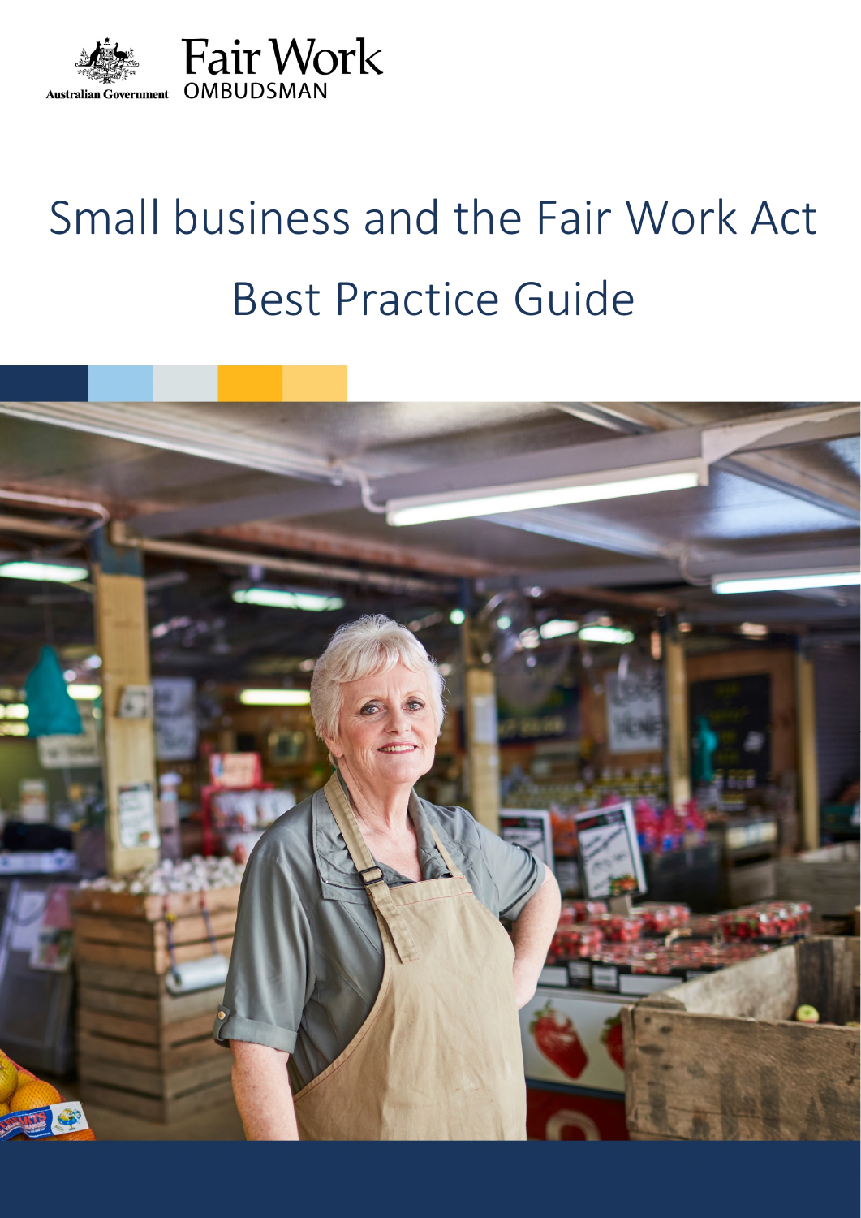Australian Government

Fair Work
OMBUDSMAN

# Small business and the Fair Work Act

# Best Practice Guide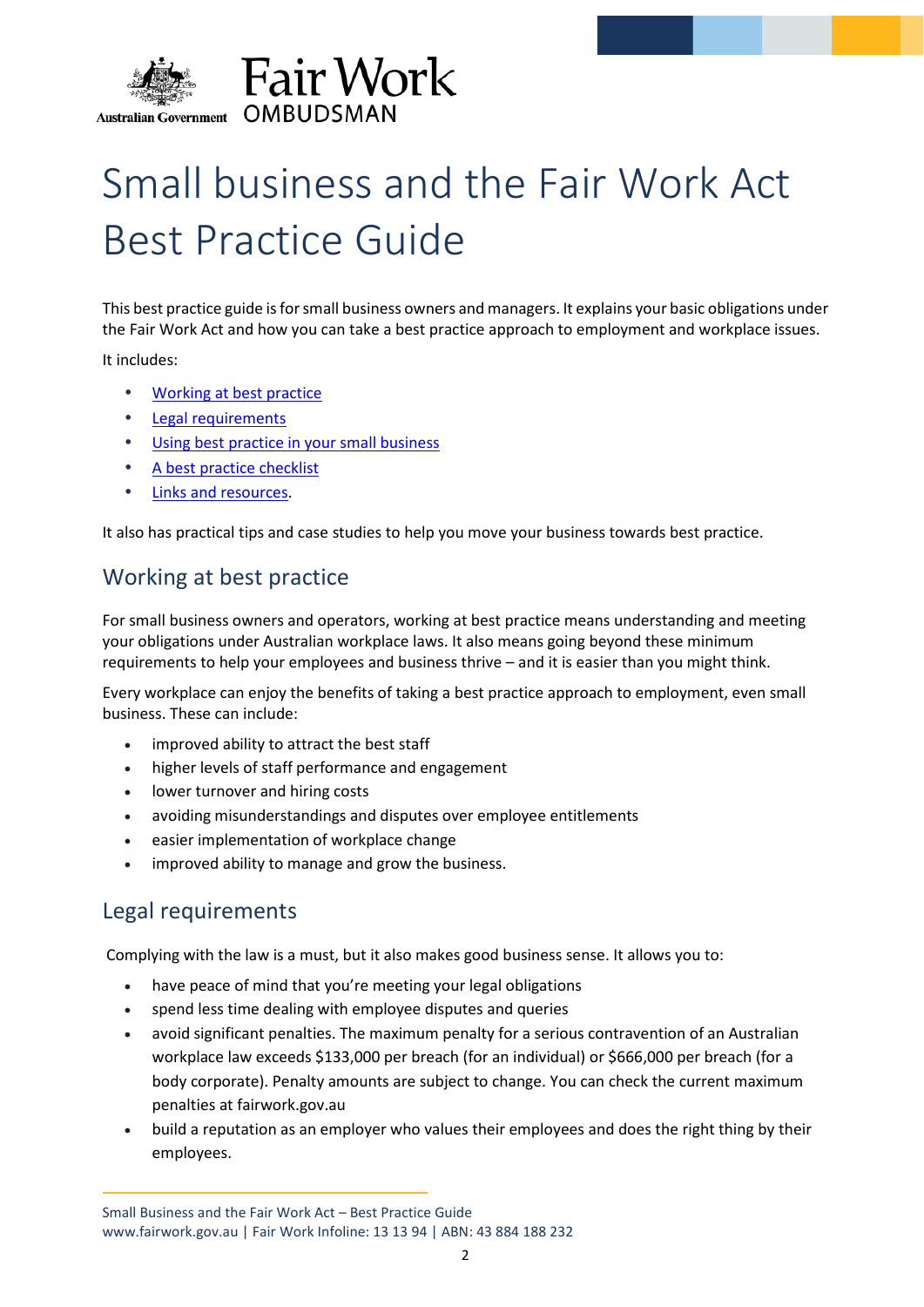# Small business and the Fair Work Act Best Practice Guide

This best practice guide is for small business owners and managers. It explains your basic obligations under the Fair Work Act and how you can take a best practice approach to employment and workplace issues.

It includes:

- Working at best practice
- Legal requirements
- Using best practice in your small business
- A best practice checklist
- Links and resources.

It also has practical tips and case studies to help you move your business towards best practice.

## Working at best practice

For small business owners and operators, working at best practice means understanding and meeting your obligations under Australian workplace laws. It also means going beyond these minimum requirements to help your employees and business thrive – and it is easier than you might think.

Every workplace can enjoy the benefits of taking a best practice approach to employment, even small business. These can include:

- improved ability to attract the best staff
- higher levels of staff performance and engagement
- lower turnover and hiring costs
- avoiding misunderstandings and disputes over employee entitlements
- easier implementation of workplace change
- improved ability to manage and grow the business.

## Legal requirements

Complying with the law is a must, but it also makes good business sense. It allows you to:

- have peace of mind that you're meeting your legal obligations
- spend less time dealing with employee disputes and queries
- avoid significant penalties. The maximum penalty for a serious contravention of an Australian workplace law exceeds $133,000 per breach (for an individual) or $666,000 per breach (for a body corporate). Penalty amounts are subject to change. You can check the current maximum penalties at fairwork.gov.au
- build a reputation as an employer who values their employees and does the right thing by their employees.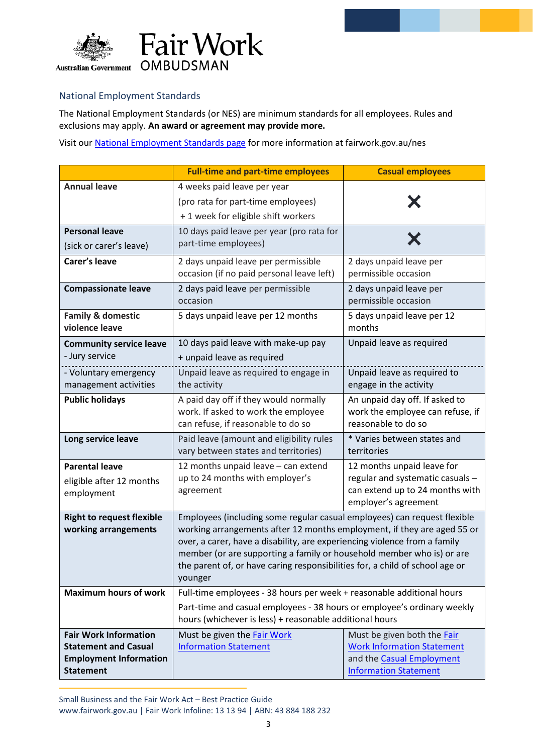## National Employment Standards

The National Employment Standards (or NES) are minimum standards for all employees. Rules and exclusions may apply. **An award or agreement may provide more.**

Visit our [National Employment Standards page](https://www.fairwork.gov.au/nes) for more information at fairwork.gov.au/nes

| | Full-time and part-time employees | Casual employees |
|---|---|---|
| **Annual leave** | 4 weeks paid leave per year (pro rata for part-time employees) + 1 week for eligible shift workers | ✕ |
| **Personal leave** (sick or carer's leave) | 10 days paid leave per year (pro rata for part-time employees) | ✕ |
| **Carer's leave** | 2 days unpaid leave per permissible occasion (if no paid personal leave left) | 2 days unpaid leave per permissible occasion |
| **Compassionate leave** | 2 days paid leave per permissible occasion | 2 days unpaid leave per permissible occasion |
| **Family & domestic violence leave** | 5 days unpaid leave per 12 months | 5 days unpaid leave per 12 months |
| **Community service leave** - Jury service | 10 days paid leave with make-up pay + unpaid leave as required | Unpaid leave as required |
| - Voluntary emergency management activities | Unpaid leave as required to engage in the activity | Unpaid leave as required to engage in the activity |
| **Public holidays** | A paid day off if they would normally work. If asked to work the employee can refuse, if reasonable to do so | An unpaid day off. If asked to work the employee can refuse, if reasonable to do so |
| **Long service leave** | Paid leave (amount and eligibility rules vary between states and territories) | * Varies between states and territories |
| **Parental leave** eligible after 12 months employment | 12 months unpaid leave – can extend up to 24 months with employer's agreement | 12 months unpaid leave for regular and systematic casuals – can extend up to 24 months with employer's agreement |
| **Right to request flexible working arrangements** | Employees (including some regular casual employees) can request flexible working arrangements after 12 months employment, if they are aged 55 or over, a carer, have a disability, are experiencing violence from a family member (or are supporting a family or household member who is) or are the parent of, or have caring responsibilities for, a child of school age or younger | |
| **Maximum hours of work** | Full-time employees - 38 hours per week + reasonable additional hours<br>Part-time and casual employees - 38 hours or employee's ordinary weekly hours (whichever is less) + reasonable additional hours | |
| **Fair Work Information Statement and Casual Employment Information Statement** | Must be given the Fair Work Information Statement | Must be given both the Fair Work Information Statement and the Casual Employment Information Statement |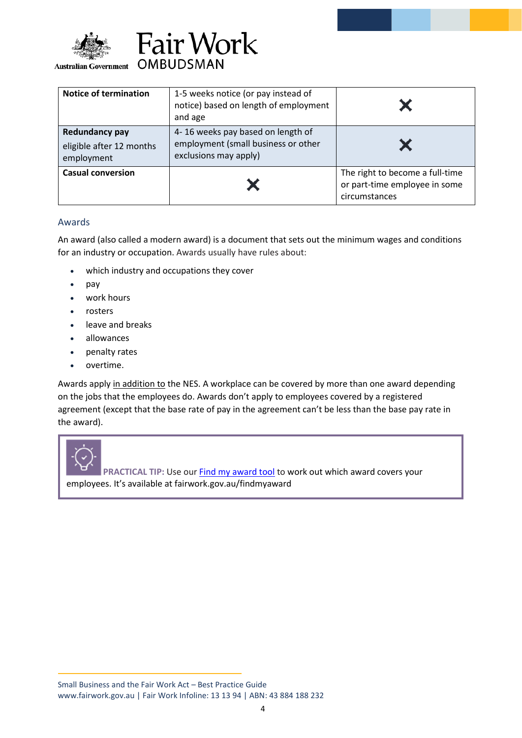| | | |
|---|---|---|
| **Notice of termination** | 1-5 weeks notice (or pay instead of notice) based on length of employment and age | ✗ |
| **Redundancy pay** eligible after 12 months employment | 4- 16 weeks pay based on length of employment (small business or other exclusions may apply) | ✗ |
| **Casual conversion** | ✗ | The right to become a full-time or part-time employee in some circumstances |

## Awards

An award (also called a modern award) is a document that sets out the minimum wages and conditions for an industry or occupation. Awards usually have rules about:

- which industry and occupations they cover
- pay
- work hours
- rosters
- leave and breaks
- allowances
- penalty rates
- overtime.

Awards apply in addition to the NES. A workplace can be covered by more than one award depending on the jobs that the employees do. Awards don't apply to employees covered by a registered agreement (except that the base rate of pay in the agreement can't be less than the base pay rate in the award).

**PRACTICAL TIP:** Use our Find my award tool to work out which award covers your employees. It's available at fairwork.gov.au/findmyaward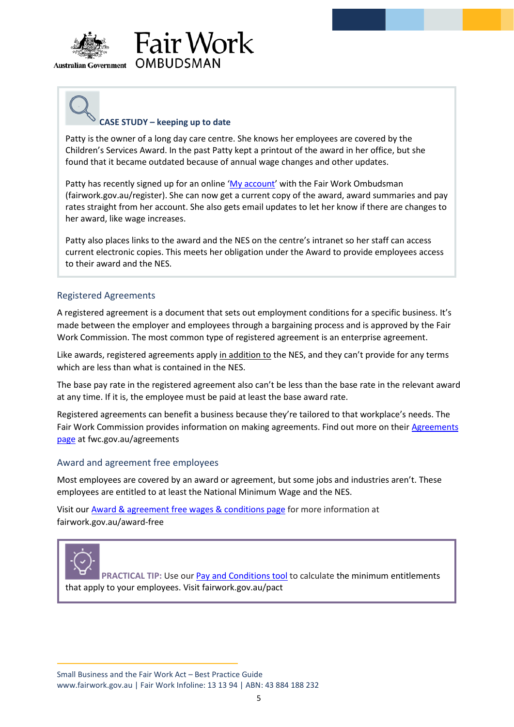**CASE STUDY – keeping up to date**

Patty is the owner of a long day care centre. She knows her employees are covered by the Children's Services Award. In the past Patty kept a printout of the award in her office, but she found that it became outdated because of annual wage changes and other updates.

Patty has recently signed up for an online 'My account' with the Fair Work Ombudsman (fairwork.gov.au/register). She can now get a current copy of the award, award summaries and pay rates straight from her account. She also gets email updates to let her know if there are changes to her award, like wage increases.

Patty also places links to the award and the NES on the centre's intranet so her staff can access current electronic copies. This meets her obligation under the Award to provide employees access to their award and the NES.

## Registered Agreements

A registered agreement is a document that sets out employment conditions for a specific business. It's made between the employer and employees through a bargaining process and is approved by the Fair Work Commission. The most common type of registered agreement is an enterprise agreement.

Like awards, registered agreements apply in addition to the NES, and they can't provide for any terms which are less than what is contained in the NES.

The base pay rate in the registered agreement also can't be less than the base rate in the relevant award at any time. If it is, the employee must be paid at least the base award rate.

Registered agreements can benefit a business because they're tailored to that workplace's needs. The Fair Work Commission provides information on making agreements. Find out more on their Agreements page at fwc.gov.au/agreements

## Award and agreement free employees

Most employees are covered by an award or agreement, but some jobs and industries aren't. These employees are entitled to at least the National Minimum Wage and the NES.

Visit our Award & agreement free wages & conditions page for more information at fairwork.gov.au/award-free

**PRACTICAL TIP:** Use our Pay and Conditions tool to calculate the minimum entitlements that apply to your employees. Visit fairwork.gov.au/pact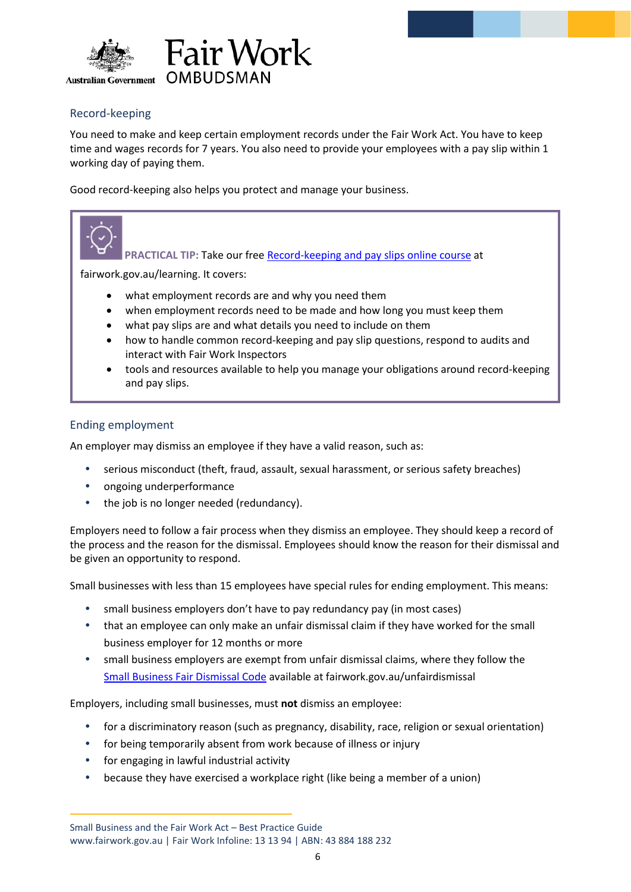## Record-keeping

You need to make and keep certain employment records under the Fair Work Act. You have to keep time and wages records for 7 years. You also need to provide your employees with a pay slip within 1 working day of paying them.

Good record-keeping also helps you protect and manage your business.

**PRACTICAL TIP:** Take our free [Record-keeping and pay slips online course](fairwork.gov.au/learning) at fairwork.gov.au/learning. It covers:

- what employment records are and why you need them
- when employment records need to be made and how long you must keep them
- what pay slips are and what details you need to include on them
- how to handle common record-keeping and pay slip questions, respond to audits and interact with Fair Work Inspectors
- tools and resources available to help you manage your obligations around record-keeping and pay slips.

## Ending employment

An employer may dismiss an employee if they have a valid reason, such as:

- serious misconduct (theft, fraud, assault, sexual harassment, or serious safety breaches)
- ongoing underperformance
- the job is no longer needed (redundancy).

Employers need to follow a fair process when they dismiss an employee. They should keep a record of the process and the reason for the dismissal. Employees should know the reason for their dismissal and be given an opportunity to respond.

Small businesses with less than 15 employees have special rules for ending employment. This means:

- small business employers don't have to pay redundancy pay (in most cases)
- that an employee can only make an unfair dismissal claim if they have worked for the small business employer for 12 months or more
- small business employers are exempt from unfair dismissal claims, where they follow the [Small Business Fair Dismissal Code](fairwork.gov.au/unfairdismissal) available at fairwork.gov.au/unfairdismissal

Employers, including small businesses, must **not** dismiss an employee:

- for a discriminatory reason (such as pregnancy, disability, race, religion or sexual orientation)
- for being temporarily absent from work because of illness or injury
- for engaging in lawful industrial activity
- because they have exercised a workplace right (like being a member of a union)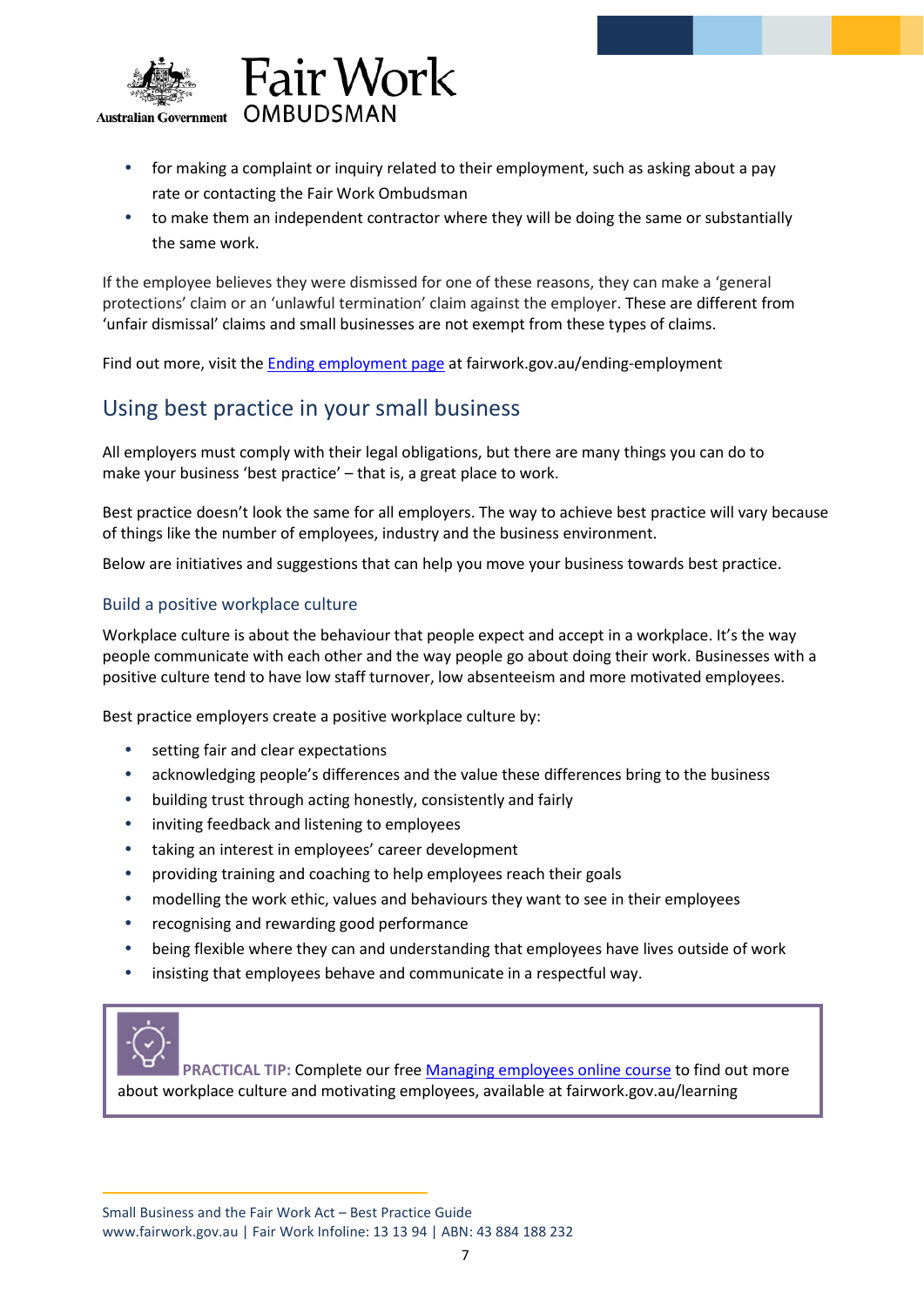- for making a complaint or inquiry related to their employment, such as asking about a pay rate or contacting the Fair Work Ombudsman
- to make them an independent contractor where they will be doing the same or substantially the same work.

If the employee believes they were dismissed for one of these reasons, they can make a 'general protections' claim or an 'unlawful termination' claim against the employer. These are different from 'unfair dismissal' claims and small businesses are not exempt from these types of claims.

Find out more, visit the [Ending employment page](fairwork.gov.au/ending-employment) at fairwork.gov.au/ending-employment

## Using best practice in your small business

All employers must comply with their legal obligations, but there are many things you can do to make your business 'best practice' – that is, a great place to work.

Best practice doesn't look the same for all employers. The way to achieve best practice will vary because of things like the number of employees, industry and the business environment.

Below are initiatives and suggestions that can help you move your business towards best practice.

### Build a positive workplace culture

Workplace culture is about the behaviour that people expect and accept in a workplace. It's the way people communicate with each other and the way people go about doing their work. Businesses with a positive culture tend to have low staff turnover, low absenteeism and more motivated employees.

Best practice employers create a positive workplace culture by:

- setting fair and clear expectations
- acknowledging people's differences and the value these differences bring to the business
- building trust through acting honestly, consistently and fairly
- inviting feedback and listening to employees
- taking an interest in employees' career development
- providing training and coaching to help employees reach their goals
- modelling the work ethic, values and behaviours they want to see in their employees
- recognising and rewarding good performance
- being flexible where they can and understanding that employees have lives outside of work
- insisting that employees behave and communicate in a respectful way.

**PRACTICAL TIP:** Complete our free [Managing employees online course](fairwork.gov.au/learning) to find out more about workplace culture and motivating employees, available at fairwork.gov.au/learning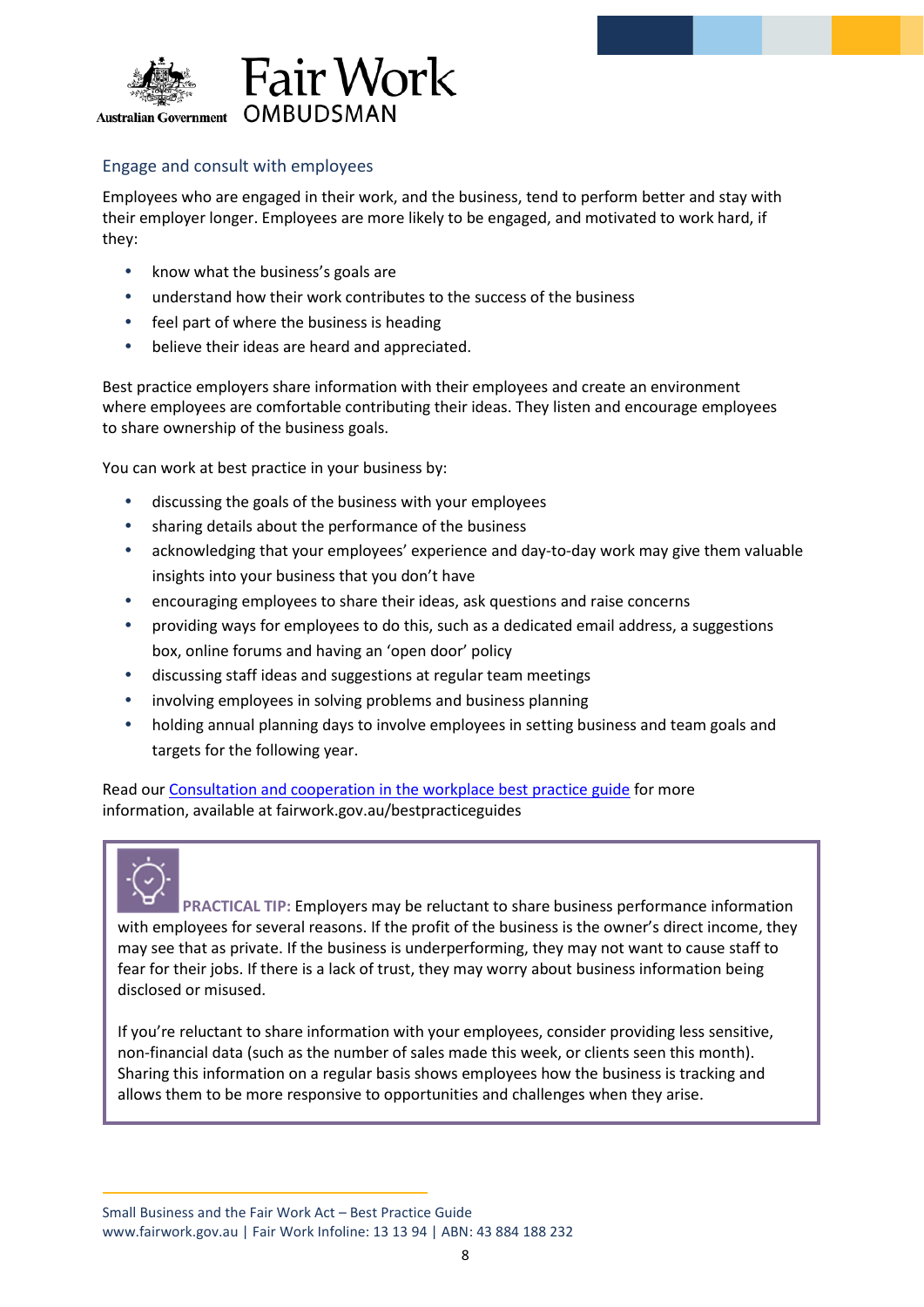## Engage and consult with employees

Employees who are engaged in their work, and the business, tend to perform better and stay with their employer longer. Employees are more likely to be engaged, and motivated to work hard, if they:

- know what the business's goals are
- understand how their work contributes to the success of the business
- feel part of where the business is heading
- believe their ideas are heard and appreciated.

Best practice employers share information with their employees and create an environment where employees are comfortable contributing their ideas. They listen and encourage employees to share ownership of the business goals.

You can work at best practice in your business by:

- discussing the goals of the business with your employees
- sharing details about the performance of the business
- acknowledging that your employees' experience and day-to-day work may give them valuable insights into your business that you don't have
- encouraging employees to share their ideas, ask questions and raise concerns
- providing ways for employees to do this, such as a dedicated email address, a suggestions box, online forums and having an 'open door' policy
- discussing staff ideas and suggestions at regular team meetings
- involving employees in solving problems and business planning
- holding annual planning days to involve employees in setting business and team goals and targets for the following year.

Read our Consultation and cooperation in the workplace best practice guide for more information, available at fairwork.gov.au/bestpracticeguides

**PRACTICAL TIP:** Employers may be reluctant to share business performance information with employees for several reasons. If the profit of the business is the owner's direct income, they may see that as private. If the business is underperforming, they may not want to cause staff to fear for their jobs. If there is a lack of trust, they may worry about business information being disclosed or misused.

If you're reluctant to share information with your employees, consider providing less sensitive, non-financial data (such as the number of sales made this week, or clients seen this month). Sharing this information on a regular basis shows employees how the business is tracking and allows them to be more responsive to opportunities and challenges when they arise.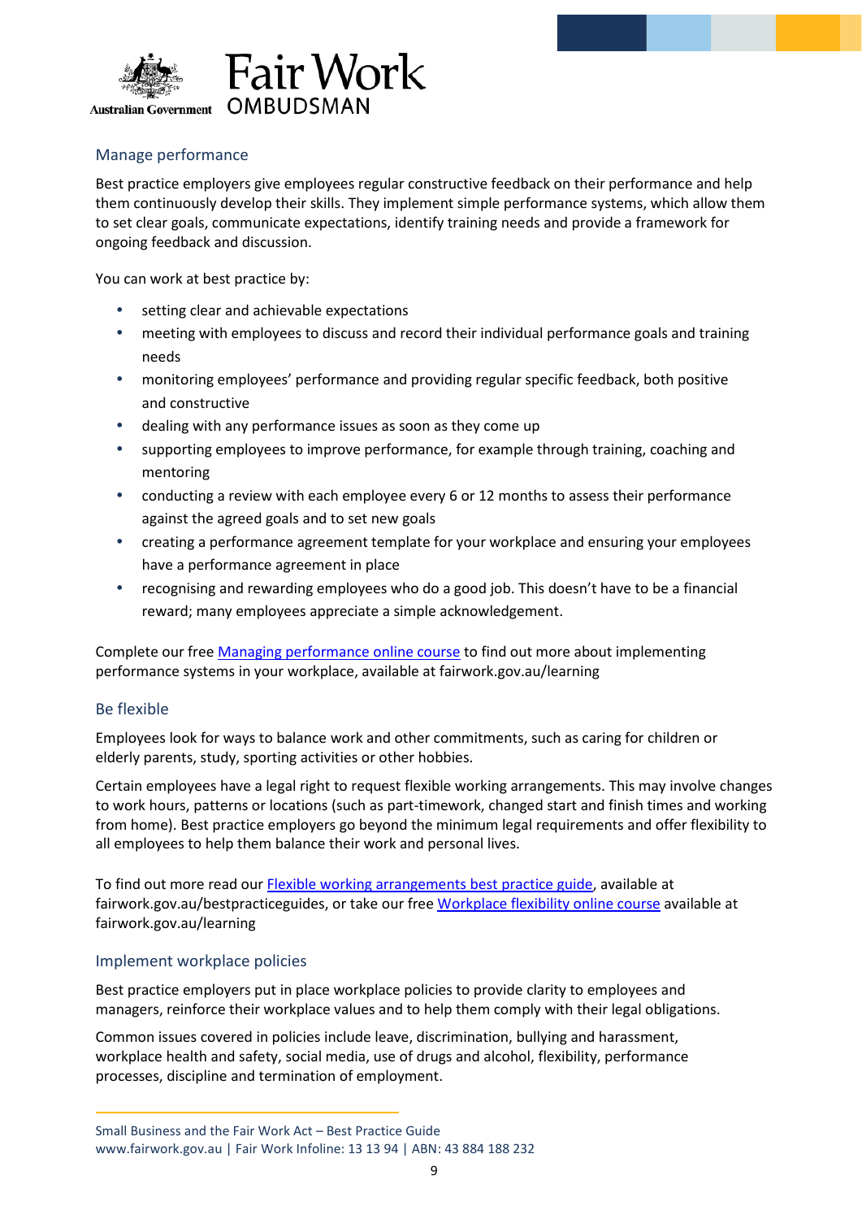## Manage performance

Best practice employers give employees regular constructive feedback on their performance and help them continuously develop their skills. They implement simple performance systems, which allow them to set clear goals, communicate expectations, identify training needs and provide a framework for ongoing feedback and discussion.

You can work at best practice by:

- setting clear and achievable expectations
- meeting with employees to discuss and record their individual performance goals and training needs
- monitoring employees' performance and providing regular specific feedback, both positive and constructive
- dealing with any performance issues as soon as they come up
- supporting employees to improve performance, for example through training, coaching and mentoring
- conducting a review with each employee every 6 or 12 months to assess their performance against the agreed goals and to set new goals
- creating a performance agreement template for your workplace and ensuring your employees have a performance agreement in place
- recognising and rewarding employees who do a good job. This doesn't have to be a financial reward; many employees appreciate a simple acknowledgement.

Complete our free Managing performance online course to find out more about implementing performance systems in your workplace, available at fairwork.gov.au/learning

## Be flexible

Employees look for ways to balance work and other commitments, such as caring for children or elderly parents, study, sporting activities or other hobbies.

Certain employees have a legal right to request flexible working arrangements. This may involve changes to work hours, patterns or locations (such as part-timework, changed start and finish times and working from home). Best practice employers go beyond the minimum legal requirements and offer flexibility to all employees to help them balance their work and personal lives.

To find out more read our Flexible working arrangements best practice guide, available at fairwork.gov.au/bestpracticeguides, or take our free Workplace flexibility online course available at fairwork.gov.au/learning

## Implement workplace policies

Best practice employers put in place workplace policies to provide clarity to employees and managers, reinforce their workplace values and to help them comply with their legal obligations.

Common issues covered in policies include leave, discrimination, bullying and harassment, workplace health and safety, social media, use of drugs and alcohol, flexibility, performance processes, discipline and termination of employment.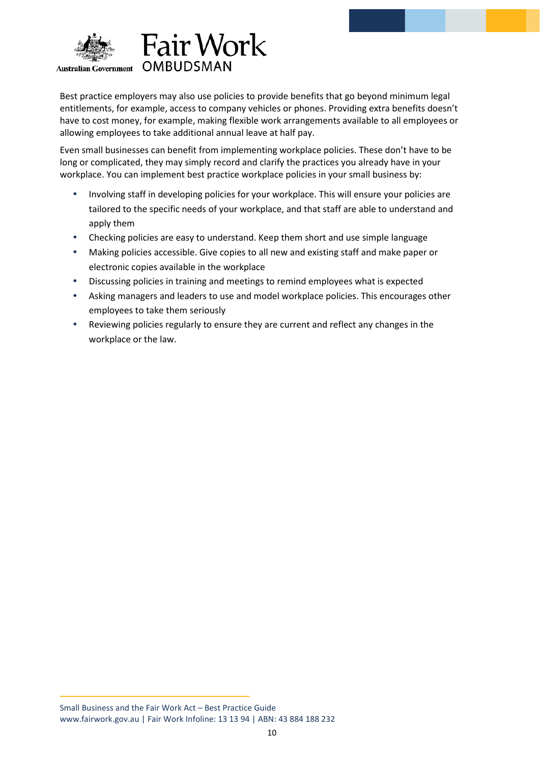Best practice employers may also use policies to provide benefits that go beyond minimum legal entitlements, for example, access to company vehicles or phones. Providing extra benefits doesn't have to cost money, for example, making flexible work arrangements available to all employees or allowing employees to take additional annual leave at half pay.

Even small businesses can benefit from implementing workplace policies. These don't have to be long or complicated, they may simply record and clarify the practices you already have in your workplace. You can implement best practice workplace policies in your small business by:

- Involving staff in developing policies for your workplace. This will ensure your policies are tailored to the specific needs of your workplace, and that staff are able to understand and apply them
- Checking policies are easy to understand. Keep them short and use simple language
- Making policies accessible. Give copies to all new and existing staff and make paper or electronic copies available in the workplace
- Discussing policies in training and meetings to remind employees what is expected
- Asking managers and leaders to use and model workplace policies. This encourages other employees to take them seriously
- Reviewing policies regularly to ensure they are current and reflect any changes in the workplace or the law.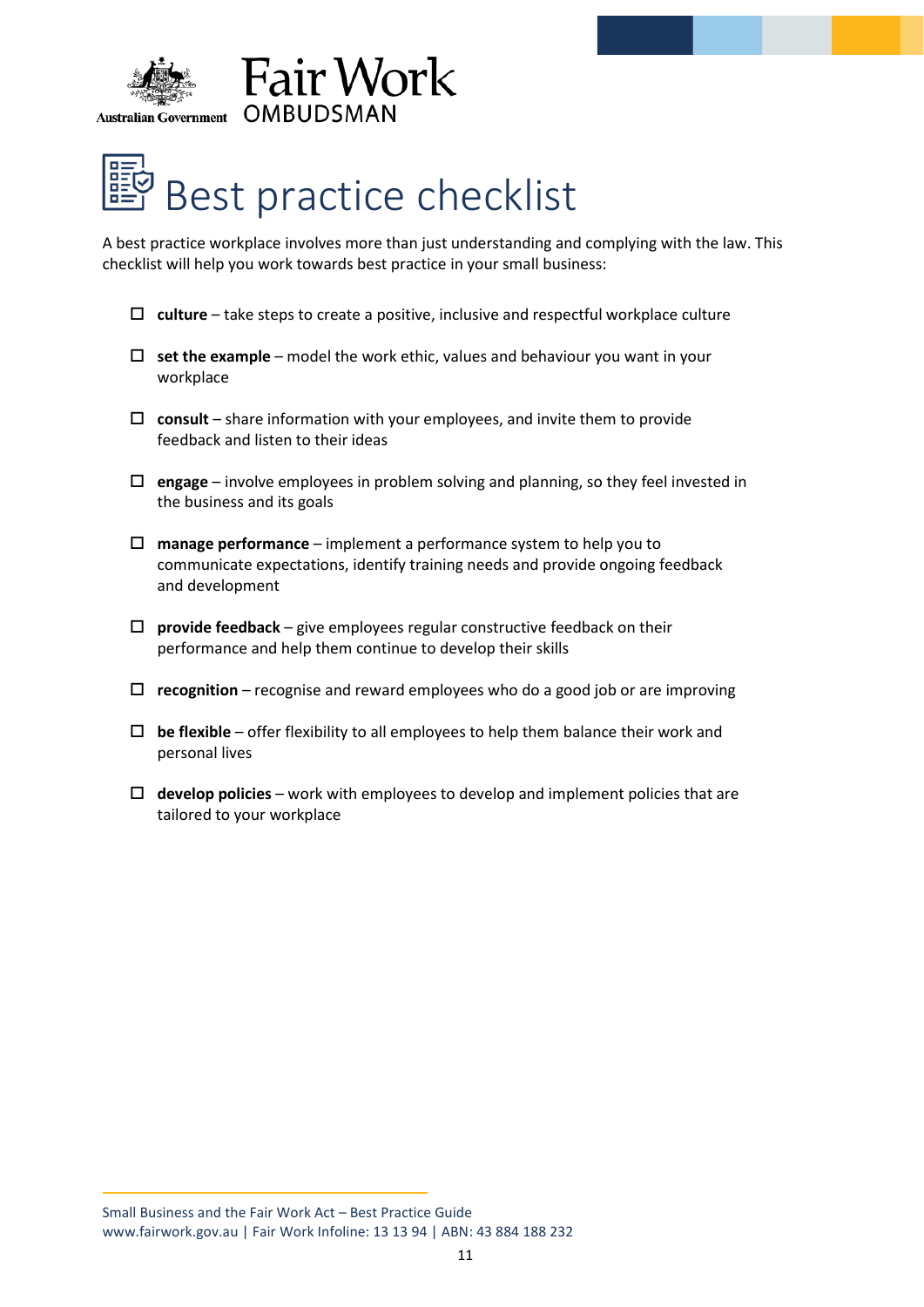# Best practice checklist

A best practice workplace involves more than just understanding and complying with the law. This checklist will help you work towards best practice in your small business:

- [ ] **culture** – take steps to create a positive, inclusive and respectful workplace culture
- [ ] **set the example** – model the work ethic, values and behaviour you want in your workplace
- [ ] **consult** – share information with your employees, and invite them to provide feedback and listen to their ideas
- [ ] **engage** – involve employees in problem solving and planning, so they feel invested in the business and its goals
- [ ] **manage performance** – implement a performance system to help you to communicate expectations, identify training needs and provide ongoing feedback and development
- [ ] **provide feedback** – give employees regular constructive feedback on their performance and help them continue to develop their skills
- [ ] **recognition** – recognise and reward employees who do a good job or are improving
- [ ] **be flexible** – offer flexibility to all employees to help them balance their work and personal lives
- [ ] **develop policies** – work with employees to develop and implement policies that are tailored to your workplace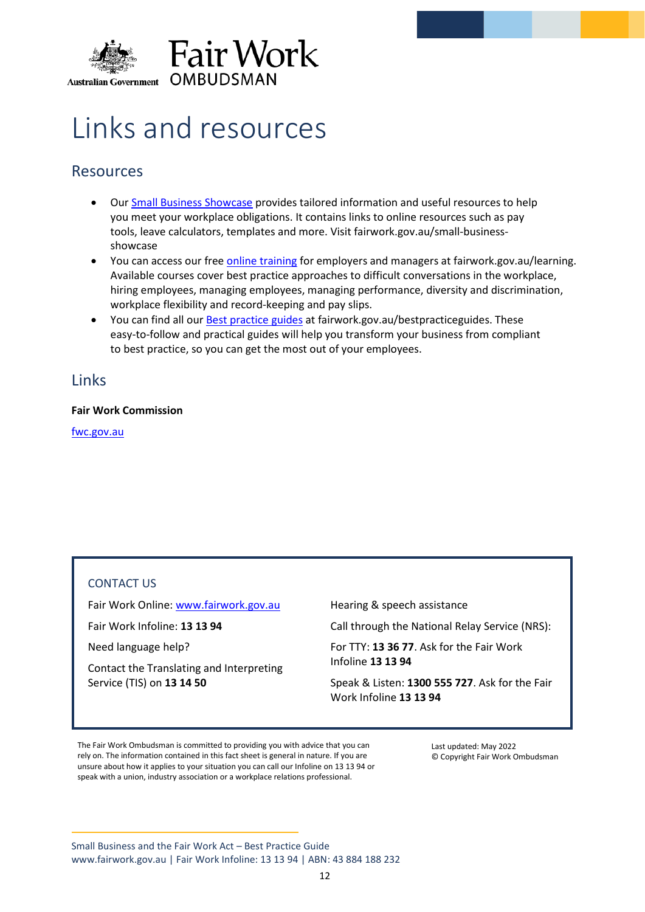# Links and resources

## Resources

- Our [Small Business Showcase](https://www.fairwork.gov.au/small-business-showcase) provides tailored information and useful resources to help you meet your workplace obligations. It contains links to online resources such as pay tools, leave calculators, templates and more. Visit fairwork.gov.au/small-business-showcase
- You can access our free [online training](https://www.fairwork.gov.au/learning) for employers and managers at fairwork.gov.au/learning. Available courses cover best practice approaches to difficult conversations in the workplace, hiring employees, managing employees, managing performance, diversity and discrimination, workplace flexibility and record-keeping and pay slips.
- You can find all our [Best practice guides](https://www.fairwork.gov.au/bestpracticeguides) at fairwork.gov.au/bestpracticeguides. These easy-to-follow and practical guides will help you transform your business from compliant to best practice, so you can get the most out of your employees.

## Links

**Fair Work Commission**

[fwc.gov.au](https://www.fwc.gov.au)

CONTACT US

Fair Work Online: [www.fairwork.gov.au](https://www.fairwork.gov.au)

Fair Work Infoline: **13 13 94**

Need language help?

Contact the Translating and Interpreting Service (TIS) on **13 14 50**

Hearing & speech assistance

Call through the National Relay Service (NRS):

For TTY: **13 36 77**. Ask for the Fair Work Infoline **13 13 94**

Speak & Listen: **1300 555 727**. Ask for the Fair Work Infoline **13 13 94**

The Fair Work Ombudsman is committed to providing you with advice that you can rely on. The information contained in this fact sheet is general in nature. If you are unsure about how it applies to your situation you can call our Infoline on 13 13 94 or speak with a union, industry association or a workplace relations professional.

Last updated: May 2022
© Copyright Fair Work Ombudsman